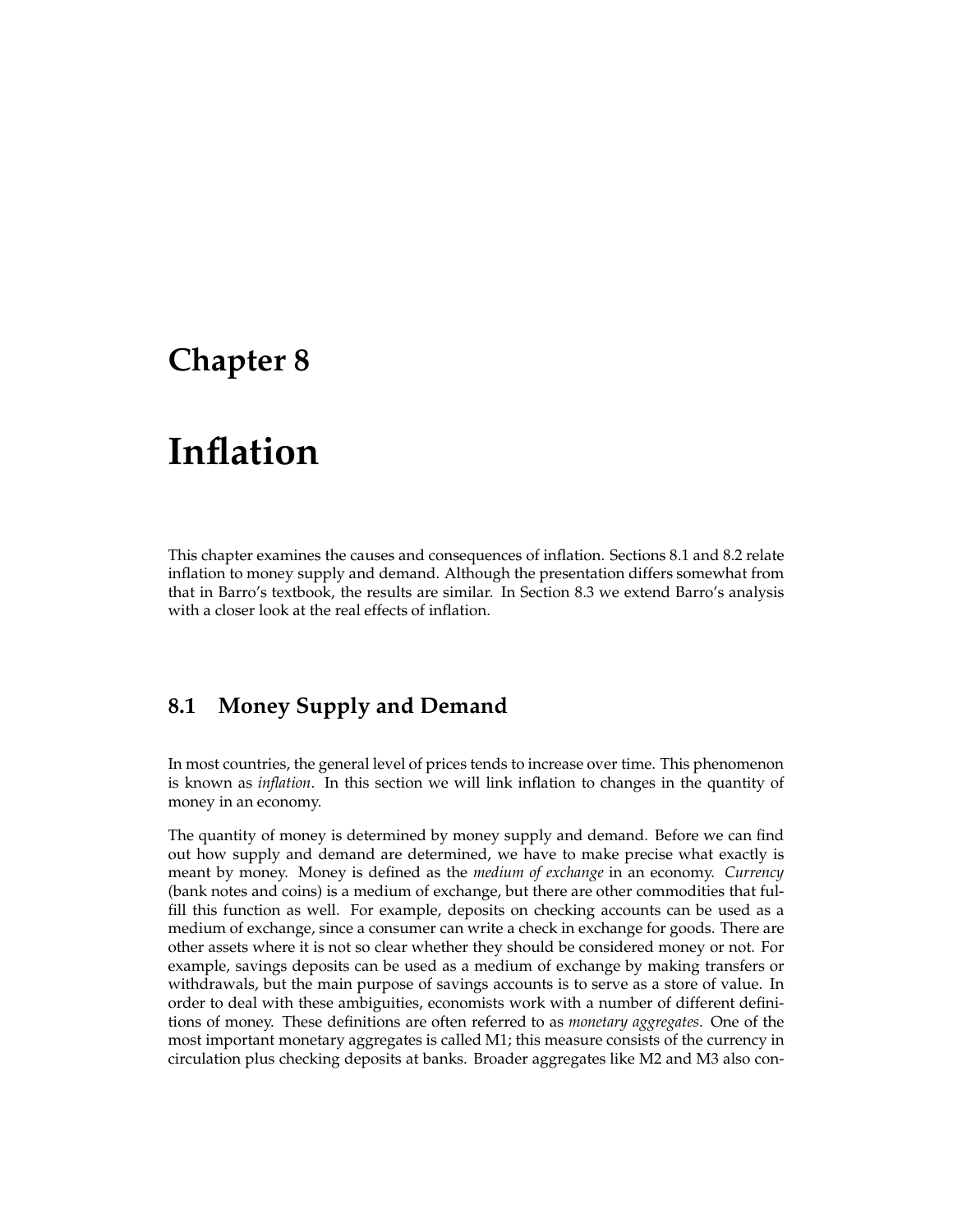# Chapter 8

# Inflation

This chapter examines the causes and consequences of inflation. Sections 8.1 and 8.2 relate inflation to money supply and demand. Although the presentation differs somewhat from that in Barro's textbook, the results are similar. In Section 8.3 we extend Barro's analysis with a closer look at the real effects of inflation.

## 8.1 Money Supply and Demand

In most countries, the general level of prices tends to increase over time. This phenomenon is known as *inflation*. In this section we will link inflation to changes in the quantity of money in an economy.

The quantity of money is determined by money supply and demand. Before we can find out how supply and demand are determined, we have to make precise what exactly is meant by money. Money is defined as the *medium of exchange* in an economy. *Currency* (bank notes and coins) is a medium of exchange, but there are other commodities that fulfill this function as well. For example, deposits on checking accounts can be used as a medium of exchange, since a consumer can write a check in exchange for goods. There are other assets where it is not so clear whether they should be considered money or not. For example, savings deposits can be used as a medium of exchange by making transfers or withdrawals, but the main purpose of savings accounts is to serve as a store of value. In order to deal with these ambiguities, economists work with a number of different definitions of money. These definitions are often referred to as *monetary aggregates*. One of the most important monetary aggregates is called M1; this measure consists of the currency in circulation plus checking deposits at banks. Broader aggregates like M2 and M3 also con-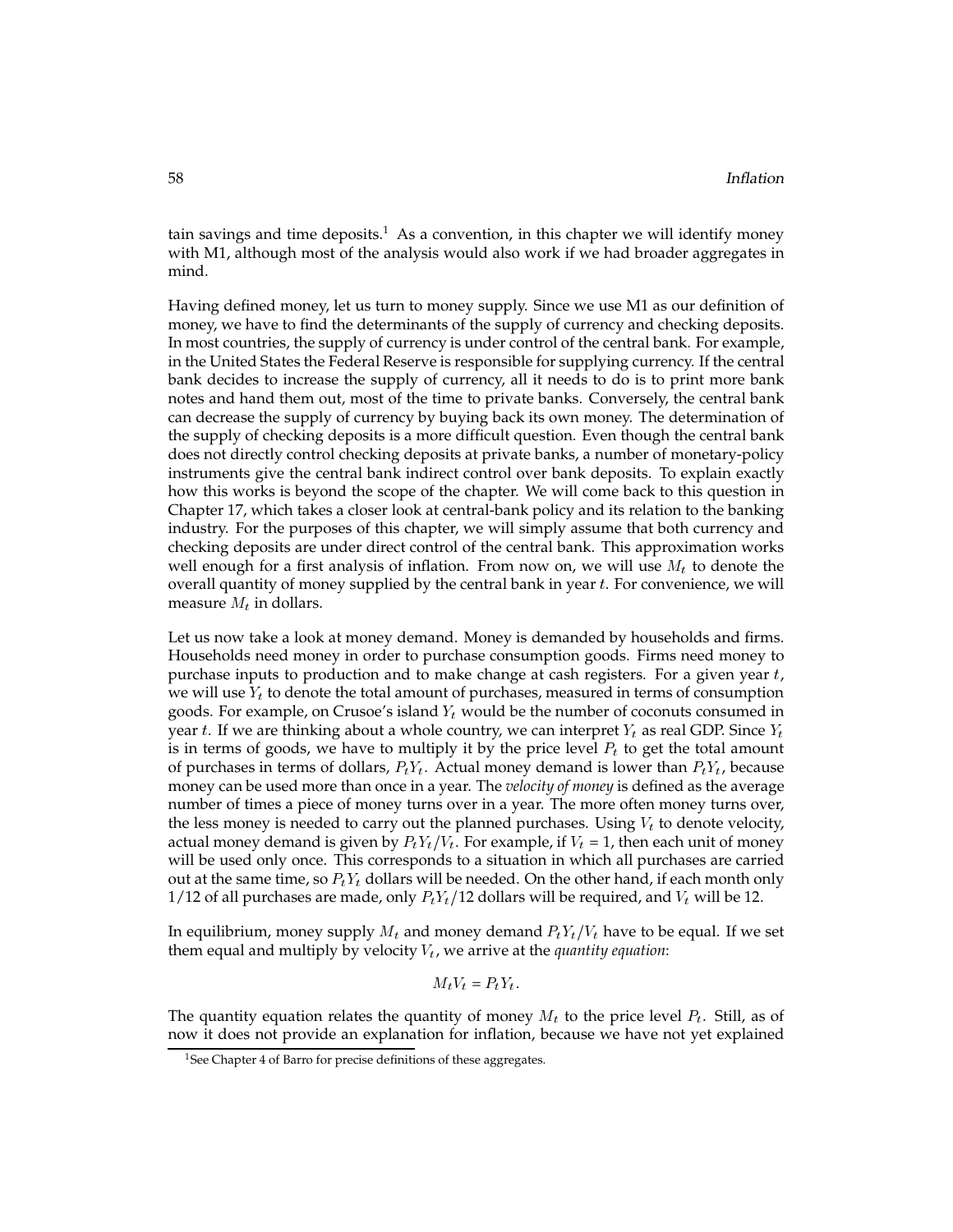tain savings and time deposits.[1] As a convention, in this chapter we will identify money with M1, although most of the analysis would also work if we had broader aggregates in mind.

Having defined money, let us turn to money supply. Since we use M1 as our definition of money, we have to find the determinants of the supply of currency and checking deposits. In most countries, the supply of currency is under control of the central bank. For example, in the United States the Federal Reserve is responsible for supplying currency. If the central bank decides to increase the supply of currency, all it needs to do is to print more bank notes and hand them out, most of the time to private banks. Conversely, the central bank can decrease the supply of currency by buying back its own money. The determination of the supply of checking deposits is a more difficult question. Even though the central bank does not directly control checking deposits at private banks, a number of monetary-policy instruments give the central bank indirect control over bank deposits. To explain exactly how this works is beyond the scope of the chapter. We will come back to this question in Chapter 17, which takes a closer look at central-bank policy and its relation to the banking industry. For the purposes of this chapter, we will simply assume that both currency and checking deposits are under direct control of the central bank. This approximation works well enough for a first analysis of inflation. From now on, we will use $M_t$ to denote the overall quantity of money supplied by the central bank in year $t$. For convenience, we will measure $M_t$ in dollars.

Let us now take a look at money demand. Money is demanded by households and firms. Households need money in order to purchase consumption goods. Firms need money to purchase inputs to production and to make change at cash registers. For a given year $t$, we will use $Y_t$ to denote the total amount of purchases, measured in terms of consumption goods. For example, on Crusoe's island $Y_t$ would be the number of coconuts consumed in year $t$. If we are thinking about a whole country, we can interpret $Y_t$ as real GDP. Since $Y_t$ is in terms of goods, we have to multiply it by the price level $P_t$ to get the total amount of purchases in terms of dollars, $P_tY_t$. Actual money demand is lower than $P_tY_t$, because money can be used more than once in a year. The *velocity of money* is defined as the average number of times a piece of money turns over in a year. The more often money turns over, the less money is needed to carry out the planned purchases. Using $V_t$ to denote velocity, actual money demand is given by $P_tY_t/V_t$. For example, if $V_t = 1$, then each unit of money will be used only once. This corresponds to a situation in which all purchases are carried out at the same time, so $P_tY_t$ dollars will be needed. On the other hand, if each month only $1/12$ of all purchases are made, only $P_tY_t/12$ dollars will be required, and $V_t$ will be 12.

In equilibrium, money supply $M_t$ and money demand $P_tY_t/V_t$ have to be equal. If we set them equal and multiply by velocity $V_t$, we arrive at the *quantity equation*:

$$M_tV_t = P_tY_t.$$

The quantity equation relates the quantity of money $M_t$ to the price level $P_t$. Still, as of now it does not provide an explanation for inflation, because we have not yet explained

[1] See Chapter 4 of Barro for precise definitions of these aggregates.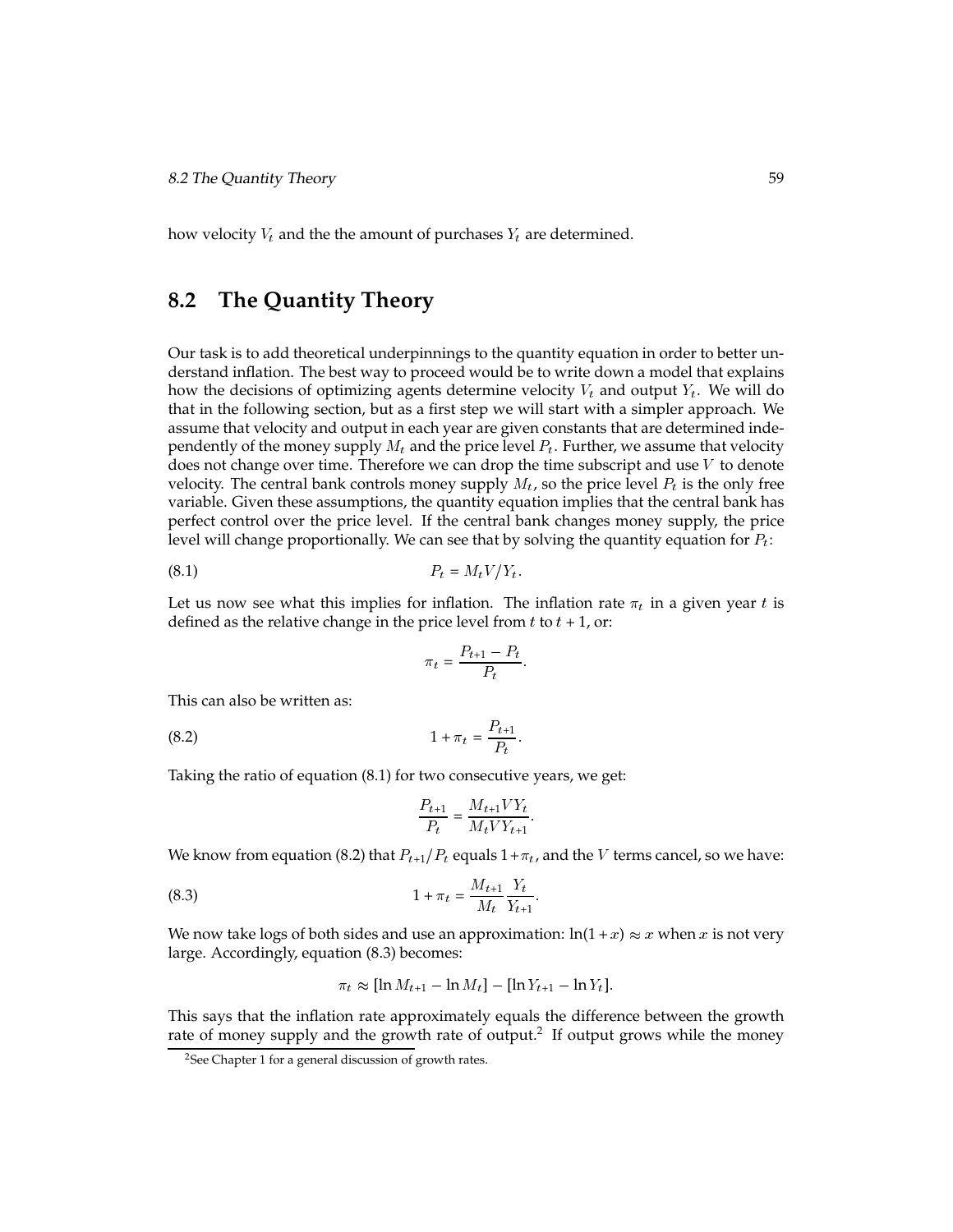how velocity $V_t$ and the the amount of purchases $Y_t$ are determined.

## 8.2 The Quantity Theory

Our task is to add theoretical underpinnings to the quantity equation in order to better understand inflation. The best way to proceed would be to write down a model that explains how the decisions of optimizing agents determine velocity $V_t$ and output $Y_t$. We will do that in the following section, but as a first step we will start with a simpler approach. We assume that velocity and output in each year are given constants that are determined independently of the money supply $M_t$ and the price level $P_t$. Further, we assume that velocity does not change over time. Therefore we can drop the time subscript and use $V$ to denote velocity. The central bank controls money supply $M_t$, so the price level $P_t$ is the only free variable. Given these assumptions, the quantity equation implies that the central bank has perfect control over the price level. If the central bank changes money supply, the price level will change proportionally. We can see that by solving the quantity equation for $P_t$:

$$P_t = M_t V / Y_t. \tag{8.1}$$

Let us now see what this implies for inflation. The inflation rate $\pi_t$ in a given year $t$ is defined as the relative change in the price level from $t$ to $t + 1$, or:

$$\pi_t = \frac{P_{t+1} - P_t}{P_t}.$$

This can also be written as:

$$1 + \pi_t = \frac{P_{t+1}}{P_t}. \tag{8.2}$$

Taking the ratio of equation (8.1) for two consecutive years, we get:

$$\frac{P_{t+1}}{P_t} = \frac{M_{t+1} V Y_t}{M_t V Y_{t+1}}.$$

We know from equation (8.2) that $P_{t+1}/P_t$ equals $1+\pi_t$, and the $V$ terms cancel, so we have:

$$1 + \pi_t = \frac{M_{t+1}}{M_t} \frac{Y_t}{Y_{t+1}}. \tag{8.3}$$

We now take logs of both sides and use an approximation: $\ln(1 + x) \approx x$ when $x$ is not very large. Accordingly, equation (8.3) becomes:

$$\pi_t \approx [\ln M_{t+1} - \ln M_t] - [\ln Y_{t+1} - \ln Y_t].$$

This says that the inflation rate approximately equals the difference between the growth rate of money supply and the growth rate of output.[2] If output grows while the money

[2] See Chapter 1 for a general discussion of growth rates.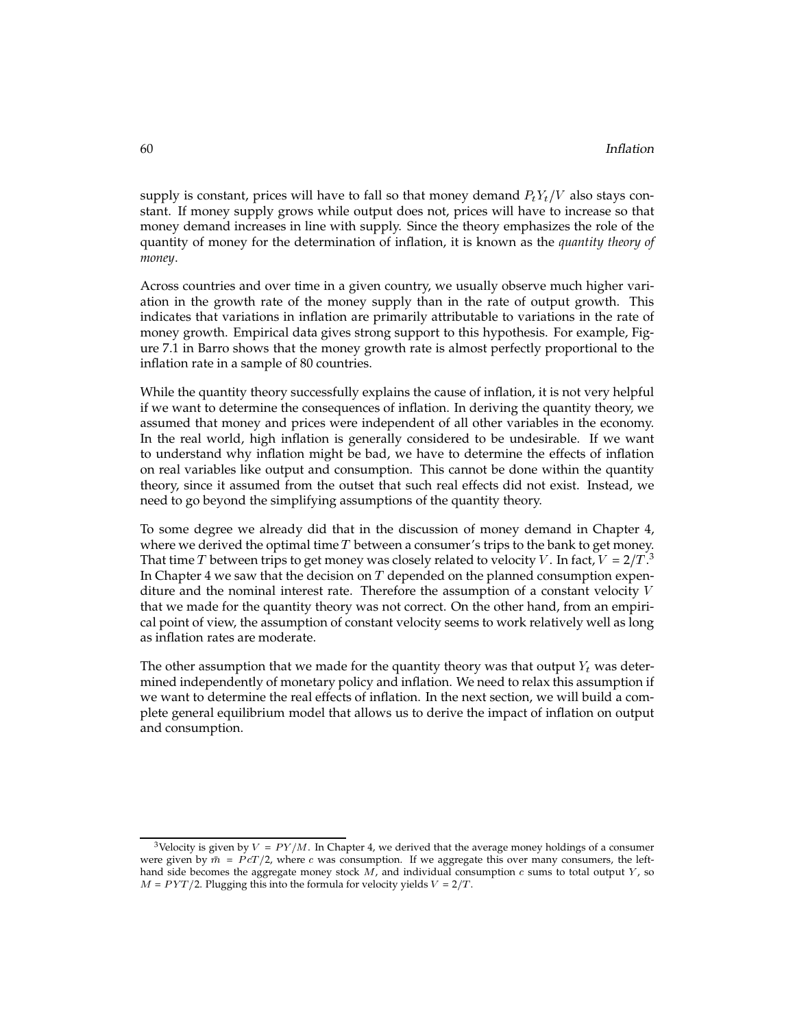supply is constant, prices will have to fall so that money demand $P_tY_t/V$ also stays constant. If money supply grows while output does not, prices will have to increase so that money demand increases in line with supply. Since the theory emphasizes the role of the quantity of money for the determination of inflation, it is known as the *quantity theory of money*.

Across countries and over time in a given country, we usually observe much higher variation in the growth rate of the money supply than in the rate of output growth. This indicates that variations in inflation are primarily attributable to variations in the rate of money growth. Empirical data gives strong support to this hypothesis. For example, Figure 7.1 in Barro shows that the money growth rate is almost perfectly proportional to the inflation rate in a sample of 80 countries.

While the quantity theory successfully explains the cause of inflation, it is not very helpful if we want to determine the consequences of inflation. In deriving the quantity theory, we assumed that money and prices were independent of all other variables in the economy. In the real world, high inflation is generally considered to be undesirable. If we want to understand why inflation might be bad, we have to determine the effects of inflation on real variables like output and consumption. This cannot be done within the quantity theory, since it assumed from the outset that such real effects did not exist. Instead, we need to go beyond the simplifying assumptions of the quantity theory.

To some degree we already did that in the discussion of money demand in Chapter 4, where we derived the optimal time $T$ between a consumer's trips to the bank to get money. That time $T$ between trips to get money was closely related to velocity $V$. In fact, $V = 2/T$.[3] In Chapter 4 we saw that the decision on $T$ depended on the planned consumption expenditure and the nominal interest rate. Therefore the assumption of a constant velocity $V$ that we made for the quantity theory was not correct. On the other hand, from an empirical point of view, the assumption of constant velocity seems to work relatively well as long as inflation rates are moderate.

The other assumption that we made for the quantity theory was that output $Y_t$ was determined independently of monetary policy and inflation. We need to relax this assumption if we want to determine the real effects of inflation. In the next section, we will build a complete general equilibrium model that allows us to derive the impact of inflation on output and consumption.

[3] Velocity is given by $V = PY/M$. In Chapter 4, we derived that the average money holdings of a consumer were given by $\bar{m} = PcT/2$, where $c$ was consumption. If we aggregate this over many consumers, the left-hand side becomes the aggregate money stock $M$, and individual consumption $c$ sums to total output $Y$, so $M = PYT/2$. Plugging this into the formula for velocity yields $V = 2/T$.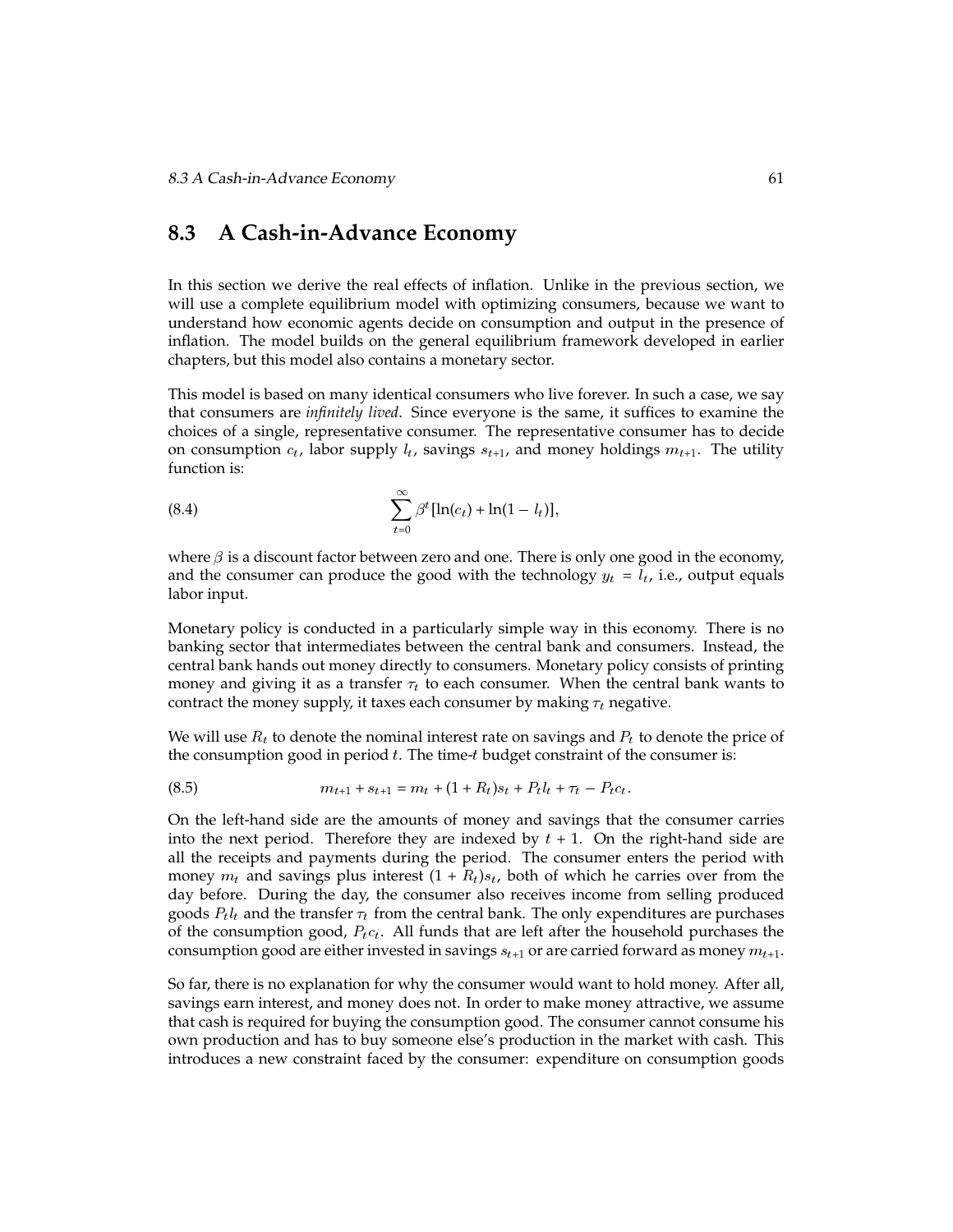## 8.3 A Cash-in-Advance Economy

In this section we derive the real effects of inflation. Unlike in the previous section, we will use a complete equilibrium model with optimizing consumers, because we want to understand how economic agents decide on consumption and output in the presence of inflation. The model builds on the general equilibrium framework developed in earlier chapters, but this model also contains a monetary sector.

This model is based on many identical consumers who live forever. In such a case, we say that consumers are *infinitely lived*. Since everyone is the same, it suffices to examine the choices of a single, representative consumer. The representative consumer has to decide on consumption $c_t$, labor supply $l_t$, savings $s_{t+1}$, and money holdings $m_{t+1}$. The utility function is:

$$\sum_{t=0}^{\infty} \beta^t [\ln(c_t) + \ln(1 - l_t)], \tag{8.4}$$

where $\beta$ is a discount factor between zero and one. There is only one good in the economy, and the consumer can produce the good with the technology $y_t = l_t$, i.e., output equals labor input.

Monetary policy is conducted in a particularly simple way in this economy. There is no banking sector that intermediates between the central bank and consumers. Instead, the central bank hands out money directly to consumers. Monetary policy consists of printing money and giving it as a transfer $\tau_t$ to each consumer. When the central bank wants to contract the money supply, it taxes each consumer by making $\tau_t$ negative.

We will use $R_t$ to denote the nominal interest rate on savings and $P_t$ to denote the price of the consumption good in period $t$. The time-$t$ budget constraint of the consumer is:

$$m_{t+1} + s_{t+1} = m_t + (1 + R_t)s_t + P_t l_t + \tau_t - P_t c_t. \tag{8.5}$$

On the left-hand side are the amounts of money and savings that the consumer carries into the next period. Therefore they are indexed by $t + 1$. On the right-hand side are all the receipts and payments during the period. The consumer enters the period with money $m_t$ and savings plus interest $(1 + R_t)s_t$, both of which he carries over from the day before. During the day, the consumer also receives income from selling produced goods $P_t l_t$ and the transfer $\tau_t$ from the central bank. The only expenditures are purchases of the consumption good, $P_t c_t$. All funds that are left after the household purchases the consumption good are either invested in savings $s_{t+1}$ or are carried forward as money $m_{t+1}$.

So far, there is no explanation for why the consumer would want to hold money. After all, savings earn interest, and money does not. In order to make money attractive, we assume that cash is required for buying the consumption good. The consumer cannot consume his own production and has to buy someone else's production in the market with cash. This introduces a new constraint faced by the consumer: expenditure on consumption goods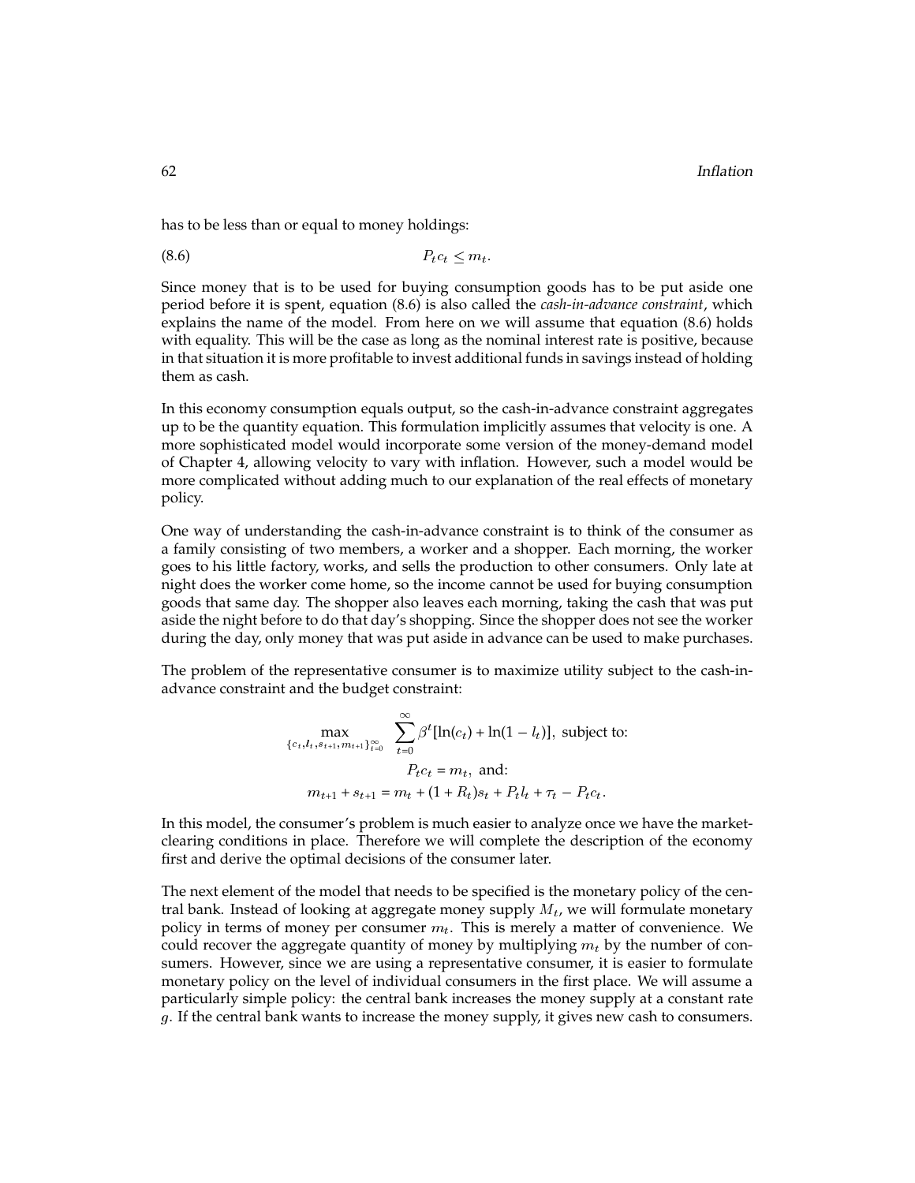has to be less than or equal to money holdings:

$$P_t c_t \leq m_t. \tag{8.6}$$

Since money that is to be used for buying consumption goods has to be put aside one period before it is spent, equation (8.6) is also called the *cash-in-advance constraint*, which explains the name of the model. From here on we will assume that equation (8.6) holds with equality. This will be the case as long as the nominal interest rate is positive, because in that situation it is more profitable to invest additional funds in savings instead of holding them as cash.

In this economy consumption equals output, so the cash-in-advance constraint aggregates up to be the quantity equation. This formulation implicitly assumes that velocity is one. A more sophisticated model would incorporate some version of the money-demand model of Chapter 4, allowing velocity to vary with inflation. However, such a model would be more complicated without adding much to our explanation of the real effects of monetary policy.

One way of understanding the cash-in-advance constraint is to think of the consumer as a family consisting of two members, a worker and a shopper. Each morning, the worker goes to his little factory, works, and sells the production to other consumers. Only late at night does the worker come home, so the income cannot be used for buying consumption goods that same day. The shopper also leaves each morning, taking the cash that was put aside the night before to do that day's shopping. Since the shopper does not see the worker during the day, only money that was put aside in advance can be used to make purchases.

The problem of the representative consumer is to maximize utility subject to the cash-in-advance constraint and the budget constraint:

$$\max_{\{c_t, l_t, s_{t+1}, m_{t+1}\}_{t=0}^{\infty}} \sum_{t=0}^{\infty} \beta^t [\ln(c_t) + \ln(1 - l_t)], \text{ subject to:}$$

$$P_t c_t = m_t, \text{ and:}$$

$$m_{t+1} + s_{t+1} = m_t + (1 + R_t)s_t + P_t l_t + \tau_t - P_t c_t.$$

In this model, the consumer's problem is much easier to analyze once we have the market-clearing conditions in place. Therefore we will complete the description of the economy first and derive the optimal decisions of the consumer later.

The next element of the model that needs to be specified is the monetary policy of the central bank. Instead of looking at aggregate money supply $M_t$, we will formulate monetary policy in terms of money per consumer $m_t$. This is merely a matter of convenience. We could recover the aggregate quantity of money by multiplying $m_t$ by the number of consumers. However, since we are using a representative consumer, it is easier to formulate monetary policy on the level of individual consumers in the first place. We will assume a particularly simple policy: the central bank increases the money supply at a constant rate $g$. If the central bank wants to increase the money supply, it gives new cash to consumers.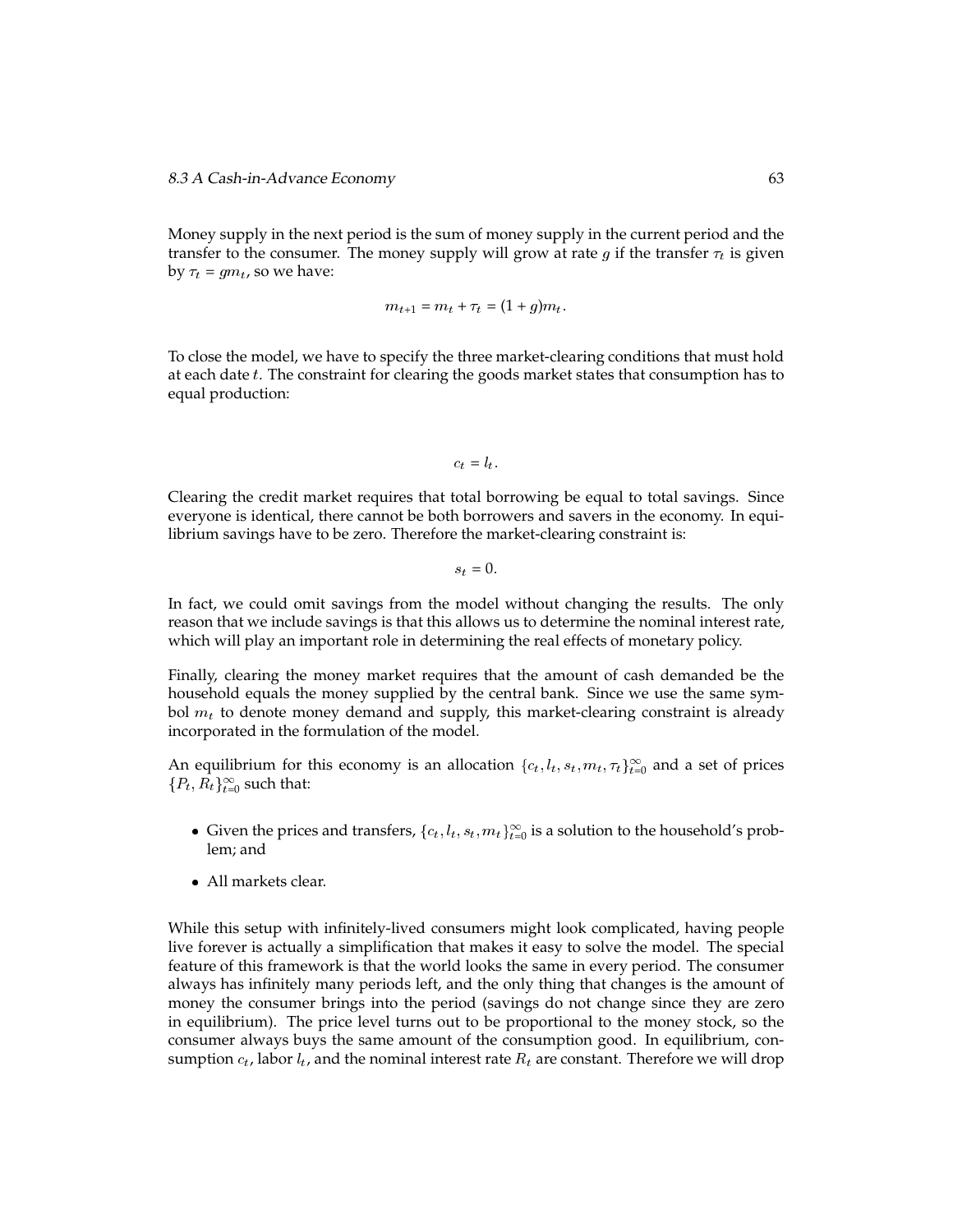Money supply in the next period is the sum of money supply in the current period and the transfer to the consumer. The money supply will grow at rate $g$ if the transfer $\tau_t$ is given by $\tau_t = gm_t$, so we have:

$$m_{t+1} = m_t + \tau_t = (1 + g)m_t.$$

To close the model, we have to specify the three market-clearing conditions that must hold at each date $t$. The constraint for clearing the goods market states that consumption has to equal production:

$$c_t = l_t.$$

Clearing the credit market requires that total borrowing be equal to total savings. Since everyone is identical, there cannot be both borrowers and savers in the economy. In equilibrium savings have to be zero. Therefore the market-clearing constraint is:

$$s_t = 0.$$

In fact, we could omit savings from the model without changing the results. The only reason that we include savings is that this allows us to determine the nominal interest rate, which will play an important role in determining the real effects of monetary policy.

Finally, clearing the money market requires that the amount of cash demanded be the household equals the money supplied by the central bank. Since we use the same symbol $m_t$ to denote money demand and supply, this market-clearing constraint is already incorporated in the formulation of the model.

An equilibrium for this economy is an allocation $\{c_t, l_t, s_t, m_t, \tau_t\}_{t=0}^{\infty}$ and a set of prices $\{P_t, R_t\}_{t=0}^{\infty}$ such that:

- Given the prices and transfers, $\{c_t, l_t, s_t, m_t\}_{t=0}^{\infty}$ is a solution to the household's problem; and
- All markets clear.

While this setup with infinitely-lived consumers might look complicated, having people live forever is actually a simplification that makes it easy to solve the model. The special feature of this framework is that the world looks the same in every period. The consumer always has infinitely many periods left, and the only thing that changes is the amount of money the consumer brings into the period (savings do not change since they are zero in equilibrium). The price level turns out to be proportional to the money stock, so the consumer always buys the same amount of the consumption good. In equilibrium, consumption $c_t$, labor $l_t$, and the nominal interest rate $R_t$ are constant. Therefore we will drop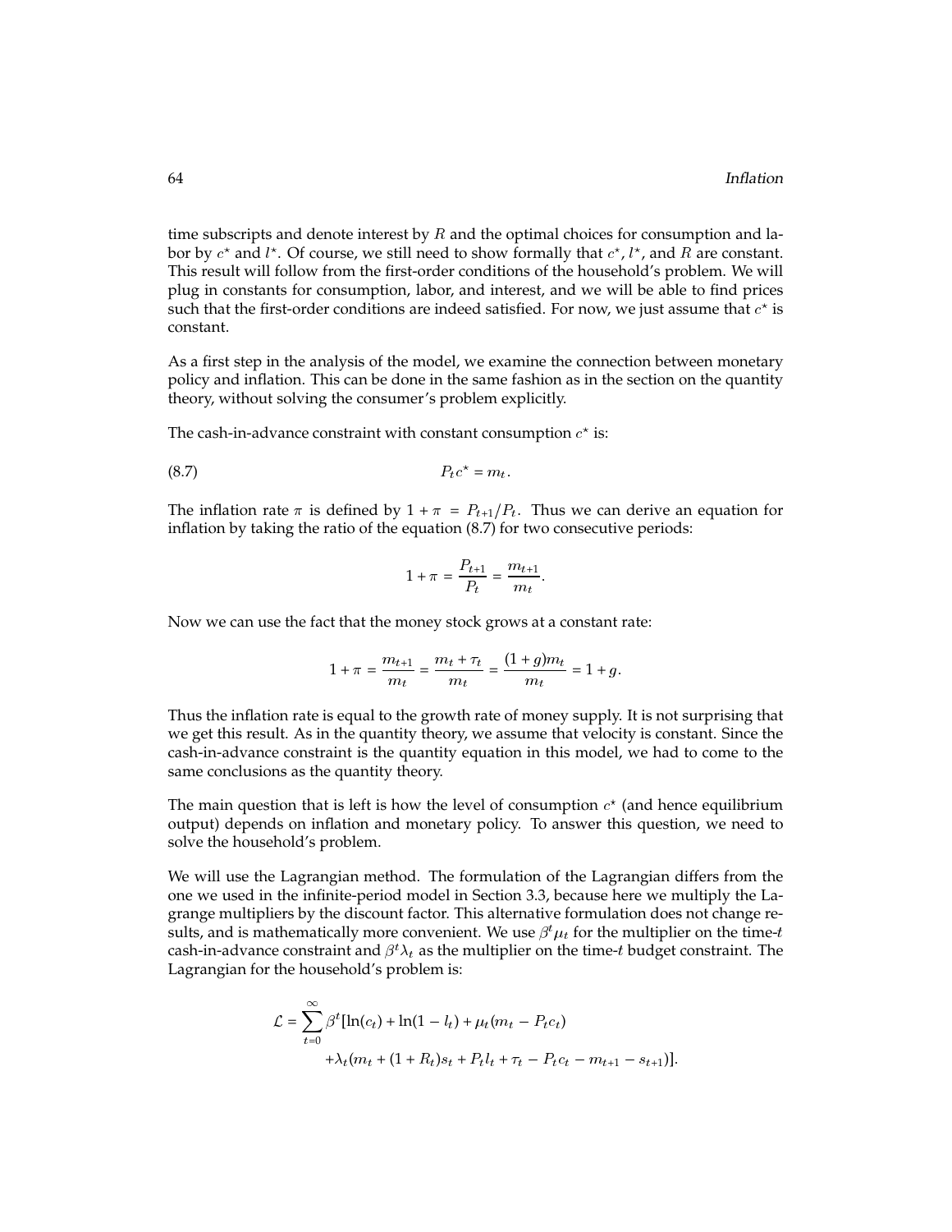time subscripts and denote interest by $R$ and the optimal choices for consumption and labor by $c^\star$ and $l^\star$. Of course, we still need to show formally that $c^\star$, $l^\star$, and $R$ are constant. This result will follow from the first-order conditions of the household's problem. We will plug in constants for consumption, labor, and interest, and we will be able to find prices such that the first-order conditions are indeed satisfied. For now, we just assume that $c^\star$ is constant.

As a first step in the analysis of the model, we examine the connection between monetary policy and inflation. This can be done in the same fashion as in the section on the quantity theory, without solving the consumer's problem explicitly.

The cash-in-advance constraint with constant consumption $c^\star$ is:

$$P_t c^\star = m_t. \tag{8.7}$$

The inflation rate $\pi$ is defined by $1 + \pi = P_{t+1}/P_t$. Thus we can derive an equation for inflation by taking the ratio of the equation (8.7) for two consecutive periods:

$$1 + \pi = \frac{P_{t+1}}{P_t} = \frac{m_{t+1}}{m_t}.$$

Now we can use the fact that the money stock grows at a constant rate:

$$1 + \pi = \frac{m_{t+1}}{m_t} = \frac{m_t + \tau_t}{m_t} = \frac{(1+g)m_t}{m_t} = 1 + g.$$

Thus the inflation rate is equal to the growth rate of money supply. It is not surprising that we get this result. As in the quantity theory, we assume that velocity is constant. Since the cash-in-advance constraint is the quantity equation in this model, we had to come to the same conclusions as the quantity theory.

The main question that is left is how the level of consumption $c^\star$ (and hence equilibrium output) depends on inflation and monetary policy. To answer this question, we need to solve the household's problem.

We will use the Lagrangian method. The formulation of the Lagrangian differs from the one we used in the infinite-period model in Section 3.3, because here we multiply the Lagrange multipliers by the discount factor. This alternative formulation does not change results, and is mathematically more convenient. We use $\beta^t \mu_t$ for the multiplier on the time-$t$ cash-in-advance constraint and $\beta^t \lambda_t$ as the multiplier on the time-$t$ budget constraint. The Lagrangian for the household's problem is:

$$\begin{aligned}\mathcal{L} = \sum_{t=0}^{\infty} \beta^t [&\ln(c_t) + \ln(1 - l_t) + \mu_t(m_t - P_t c_t) \\ &+ \lambda_t(m_t + (1 + R_t)s_t + P_t l_t + \tau_t - P_t c_t - m_{t+1} - s_{t+1})].\end{aligned}$$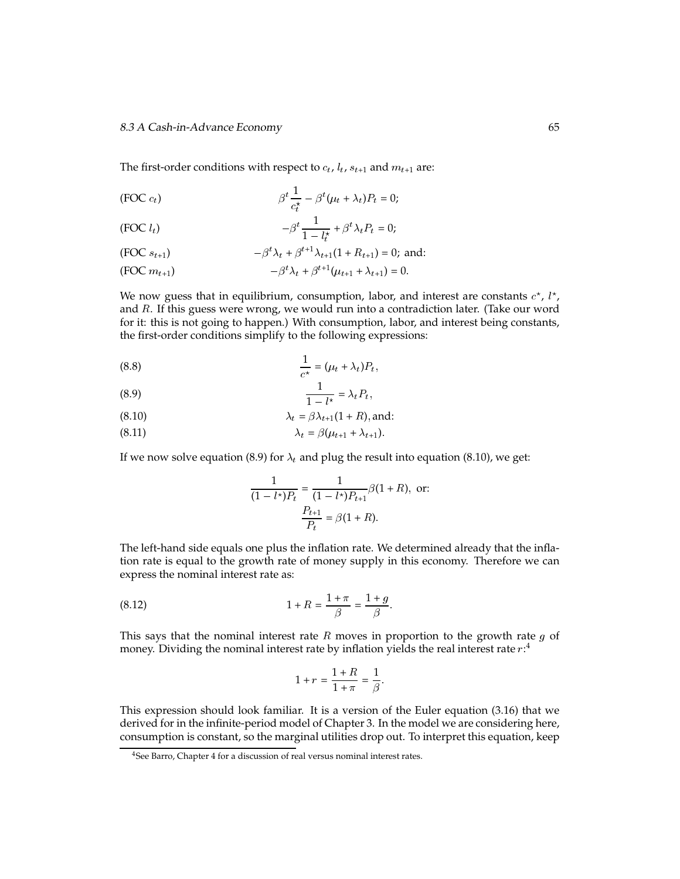The first-order conditions with respect to $c_t$, $l_t$, $s_{t+1}$ and $m_{t+1}$ are:

$$\text{(FOC } c_t\text{)} \qquad \beta^t \frac{1}{c_t^\star} - \beta^t(\mu_t + \lambda_t)P_t = 0;$$

$$\text{(FOC } l_t\text{)} \qquad -\beta^t \frac{1}{1 - l_t^\star} + \beta^t \lambda_t P_t = 0;$$

$$\text{(FOC } s_{t+1}\text{)} \qquad -\beta^t \lambda_t + \beta^{t+1}\lambda_{t+1}(1 + R_{t+1}) = 0; \text{ and:}$$

$$\text{(FOC } m_{t+1}\text{)} \qquad -\beta^t \lambda_t + \beta^{t+1}(\mu_{t+1} + \lambda_{t+1}) = 0.$$

We now guess that in equilibrium, consumption, labor, and interest are constants $c^\star$, $l^\star$, and $R$. If this guess were wrong, we would run into a contradiction later. (Take our word for it: this is not going to happen.) With consumption, labor, and interest being constants, the first-order conditions simplify to the following expressions:

$$\frac{1}{c^\star} = (\mu_t + \lambda_t)P_t, \tag{8.8}$$

$$\frac{1}{1 - l^\star} = \lambda_t P_t, \tag{8.9}$$

$$\lambda_t = \beta \lambda_{t+1}(1 + R), \text{and:} \tag{8.10}$$

$$\lambda_t = \beta(\mu_{t+1} + \lambda_{t+1}). \tag{8.11}$$

If we now solve equation (8.9) for $\lambda_t$ and plug the result into equation (8.10), we get:

$$\frac{1}{(1 - l^\star)P_t} = \frac{1}{(1 - l^\star)P_{t+1}}\beta(1 + R), \text{ or:}$$

$$\frac{P_{t+1}}{P_t} = \beta(1 + R).$$

The left-hand side equals one plus the inflation rate. We determined already that the inflation rate is equal to the growth rate of money supply in this economy. Therefore we can express the nominal interest rate as:

$$1 + R = \frac{1 + \pi}{\beta} = \frac{1 + g}{\beta}. \tag{8.12}$$

This says that the nominal interest rate $R$ moves in proportion to the growth rate $g$ of money. Dividing the nominal interest rate by inflation yields the real interest rate $r$:[4]

$$1 + r = \frac{1 + R}{1 + \pi} = \frac{1}{\beta}.$$

This expression should look familiar. It is a version of the Euler equation (3.16) that we derived for in the infinite-period model of Chapter 3. In the model we are considering here, consumption is constant, so the marginal utilities drop out. To interpret this equation, keep

[4] See Barro, Chapter 4 for a discussion of real versus nominal interest rates.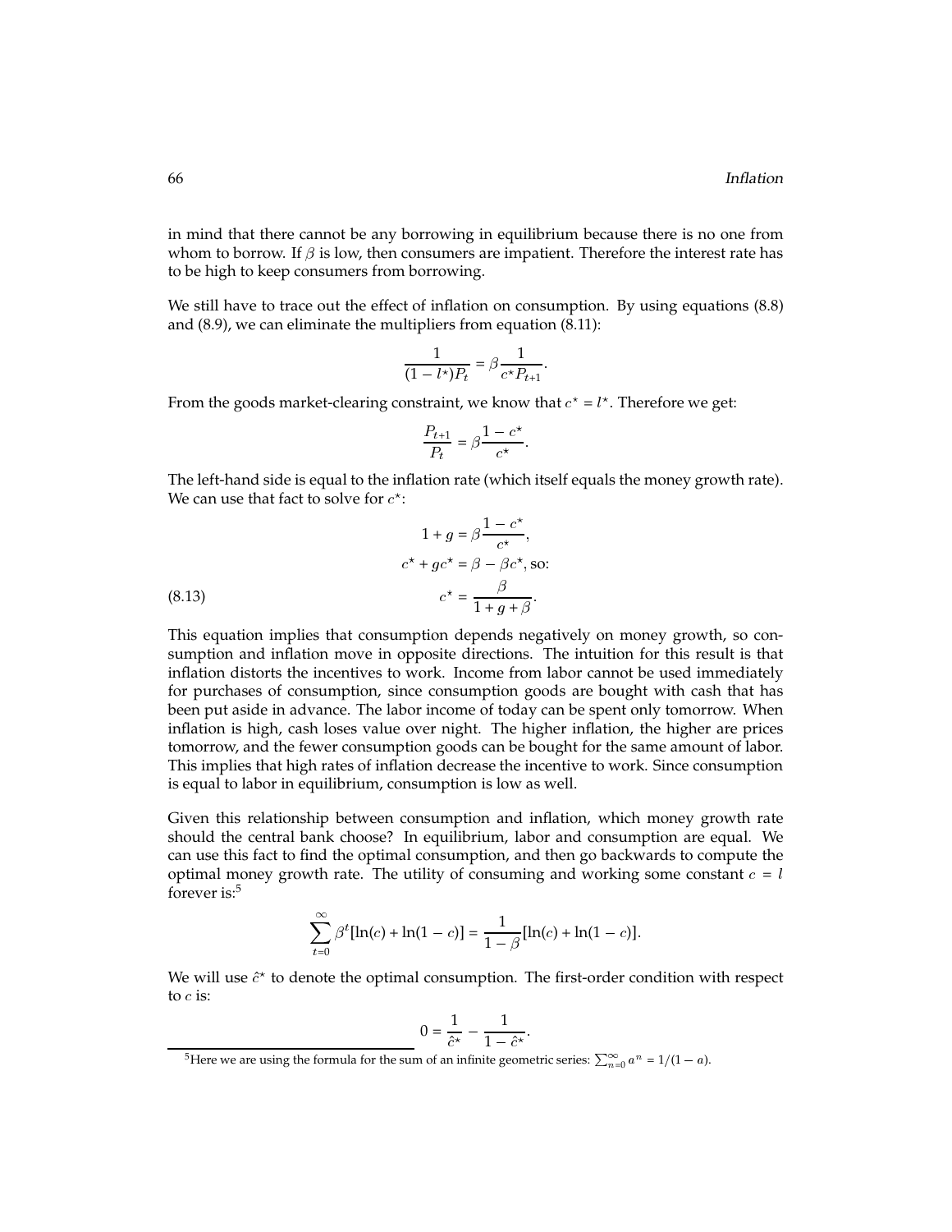in mind that there cannot be any borrowing in equilibrium because there is no one from whom to borrow. If $\beta$ is low, then consumers are impatient. Therefore the interest rate has to be high to keep consumers from borrowing.

We still have to trace out the effect of inflation on consumption. By using equations (8.8) and (8.9), we can eliminate the multipliers from equation (8.11):

$$\frac{1}{(1-l^\star)P_t} = \beta \frac{1}{c^\star P_{t+1}}.$$

From the goods market-clearing constraint, we know that $c^\star = l^\star$. Therefore we get:

$$\frac{P_{t+1}}{P_t} = \beta \frac{1-c^\star}{c^\star}.$$

The left-hand side is equal to the inflation rate (which itself equals the money growth rate). We can use that fact to solve for $c^\star$:

$$1 + g = \beta \frac{1-c^\star}{c^\star},$$

$$c^\star + gc^\star = \beta - \beta c^\star, \text{ so:}$$

$$c^\star = \frac{\beta}{1+g+\beta}. \tag{8.13}$$

This equation implies that consumption depends negatively on money growth, so consumption and inflation move in opposite directions. The intuition for this result is that inflation distorts the incentives to work. Income from labor cannot be used immediately for purchases of consumption, since consumption goods are bought with cash that has been put aside in advance. The labor income of today can be spent only tomorrow. When inflation is high, cash loses value over night. The higher inflation, the higher are prices tomorrow, and the fewer consumption goods can be bought for the same amount of labor. This implies that high rates of inflation decrease the incentive to work. Since consumption is equal to labor in equilibrium, consumption is low as well.

Given this relationship between consumption and inflation, which money growth rate should the central bank choose? In equilibrium, labor and consumption are equal. We can use this fact to find the optimal consumption, and then go backwards to compute the optimal money growth rate. The utility of consuming and working some constant $c = l$ forever is:[5]

$$\sum_{t=0}^{\infty} \beta^t [\ln(c) + \ln(1-c)] = \frac{1}{1-\beta}[\ln(c) + \ln(1-c)].$$

We will use $\hat{c}^\star$ to denote the optimal consumption. The first-order condition with respect to $c$ is:

$$0 = \frac{1}{\hat{c}^\star} - \frac{1}{1-\hat{c}^\star}.$$

[5]Here we are using the formula for the sum of an infinite geometric series: $\sum_{n=0}^{\infty} a^n = 1/(1-a)$.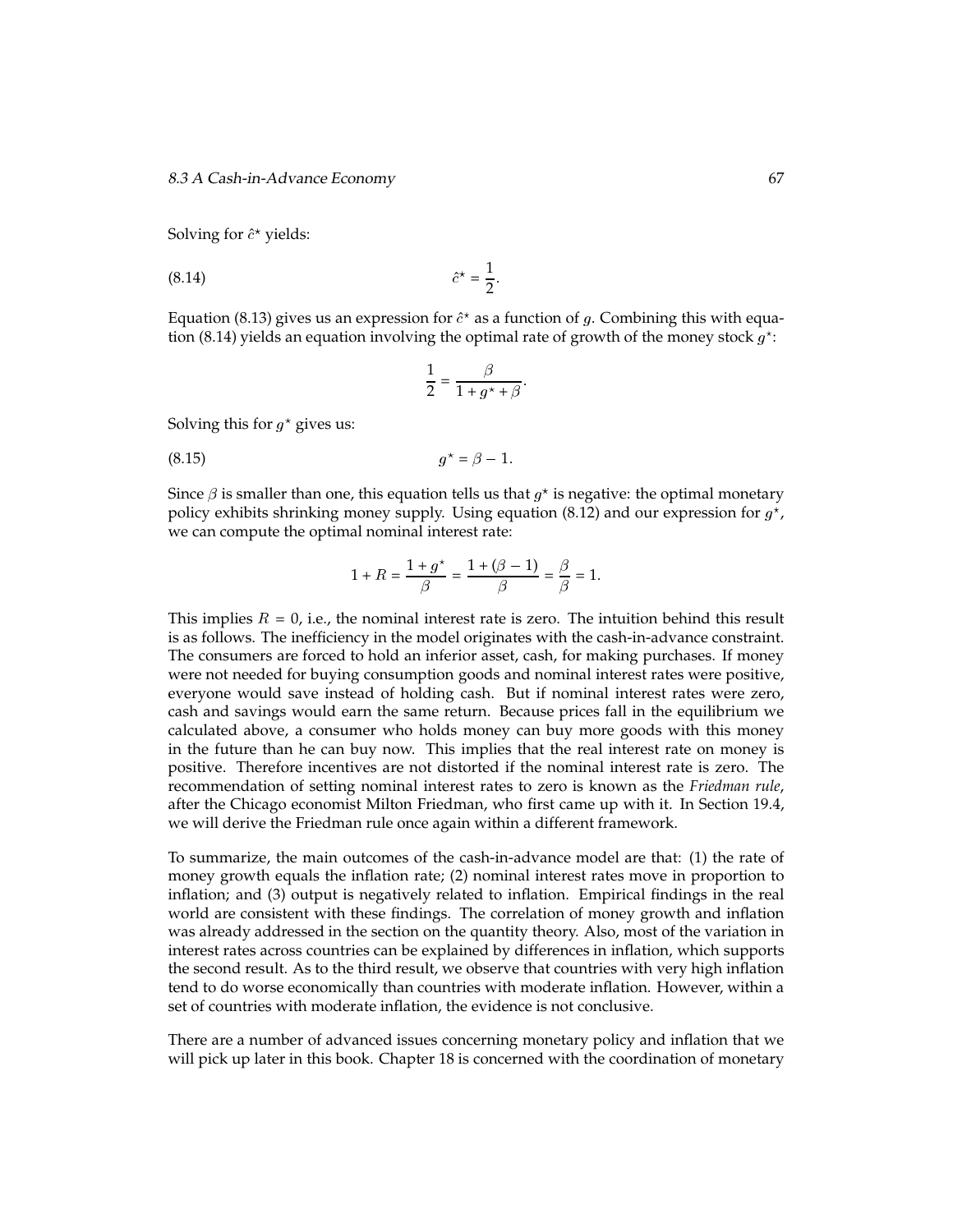Solving for $\hat{c}^\star$ yields:

$$\hat{c}^\star = \frac{1}{2}. \tag{8.14}$$

Equation (8.13) gives us an expression for $\hat{c}^\star$ as a function of $g$. Combining this with equation (8.14) yields an equation involving the optimal rate of growth of the money stock $g^\star$:

$$\frac{1}{2} = \frac{\beta}{1 + g^\star + \beta}.$$

Solving this for $g^\star$ gives us:

$$g^\star = \beta - 1. \tag{8.15}$$

Since $\beta$ is smaller than one, this equation tells us that $g^\star$ is negative: the optimal monetary policy exhibits shrinking money supply. Using equation (8.12) and our expression for $g^\star$, we can compute the optimal nominal interest rate:

$$1 + R = \frac{1 + g^\star}{\beta} = \frac{1 + (\beta - 1)}{\beta} = \frac{\beta}{\beta} = 1.$$

This implies $R = 0$, i.e., the nominal interest rate is zero. The intuition behind this result is as follows. The inefficiency in the model originates with the cash-in-advance constraint. The consumers are forced to hold an inferior asset, cash, for making purchases. If money were not needed for buying consumption goods and nominal interest rates were positive, everyone would save instead of holding cash. But if nominal interest rates were zero, cash and savings would earn the same return. Because prices fall in the equilibrium we calculated above, a consumer who holds money can buy more goods with this money in the future than he can buy now. This implies that the real interest rate on money is positive. Therefore incentives are not distorted if the nominal interest rate is zero. The recommendation of setting nominal interest rates to zero is known as the *Friedman rule*, after the Chicago economist Milton Friedman, who first came up with it. In Section 19.4, we will derive the Friedman rule once again within a different framework.

To summarize, the main outcomes of the cash-in-advance model are that: (1) the rate of money growth equals the inflation rate; (2) nominal interest rates move in proportion to inflation; and (3) output is negatively related to inflation. Empirical findings in the real world are consistent with these findings. The correlation of money growth and inflation was already addressed in the section on the quantity theory. Also, most of the variation in interest rates across countries can be explained by differences in inflation, which supports the second result. As to the third result, we observe that countries with very high inflation tend to do worse economically than countries with moderate inflation. However, within a set of countries with moderate inflation, the evidence is not conclusive.

There are a number of advanced issues concerning monetary policy and inflation that we will pick up later in this book. Chapter 18 is concerned with the coordination of monetary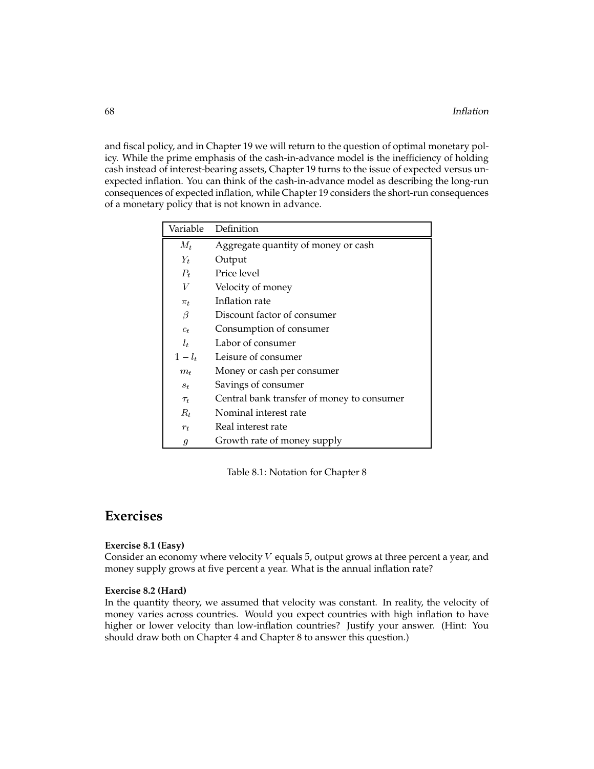and fiscal policy, and in Chapter 19 we will return to the question of optimal monetary policy. While the prime emphasis of the cash-in-advance model is the inefficiency of holding cash instead of interest-bearing assets, Chapter 19 turns to the issue of expected versus unexpected inflation. You can think of the cash-in-advance model as describing the long-run consequences of expected inflation, while Chapter 19 considers the short-run consequences of a monetary policy that is not known in advance.

| Variable | Definition |
|---|---|
| $M_t$ | Aggregate quantity of money or cash |
| $Y_t$ | Output |
| $P_t$ | Price level |
| $V$ | Velocity of money |
| $\pi_t$ | Inflation rate |
| $\beta$ | Discount factor of consumer |
| $c_t$ | Consumption of consumer |
| $l_t$ | Labor of consumer |
| $1 - l_t$ | Leisure of consumer |
| $m_t$ | Money or cash per consumer |
| $s_t$ | Savings of consumer |
| $\tau_t$ | Central bank transfer of money to consumer |
| $R_t$ | Nominal interest rate |
| $r_t$ | Real interest rate |
| $g$ | Growth rate of money supply |

Table 8.1: Notation for Chapter 8

## Exercises

**Exercise 8.1 (Easy)**
Consider an economy where velocity $V$ equals 5, output grows at three percent a year, and money supply grows at five percent a year. What is the annual inflation rate?

**Exercise 8.2 (Hard)**
In the quantity theory, we assumed that velocity was constant. In reality, the velocity of money varies across countries. Would you expect countries with high inflation to have higher or lower velocity than low-inflation countries? Justify your answer. (Hint: You should draw both on Chapter 4 and Chapter 8 to answer this question.)